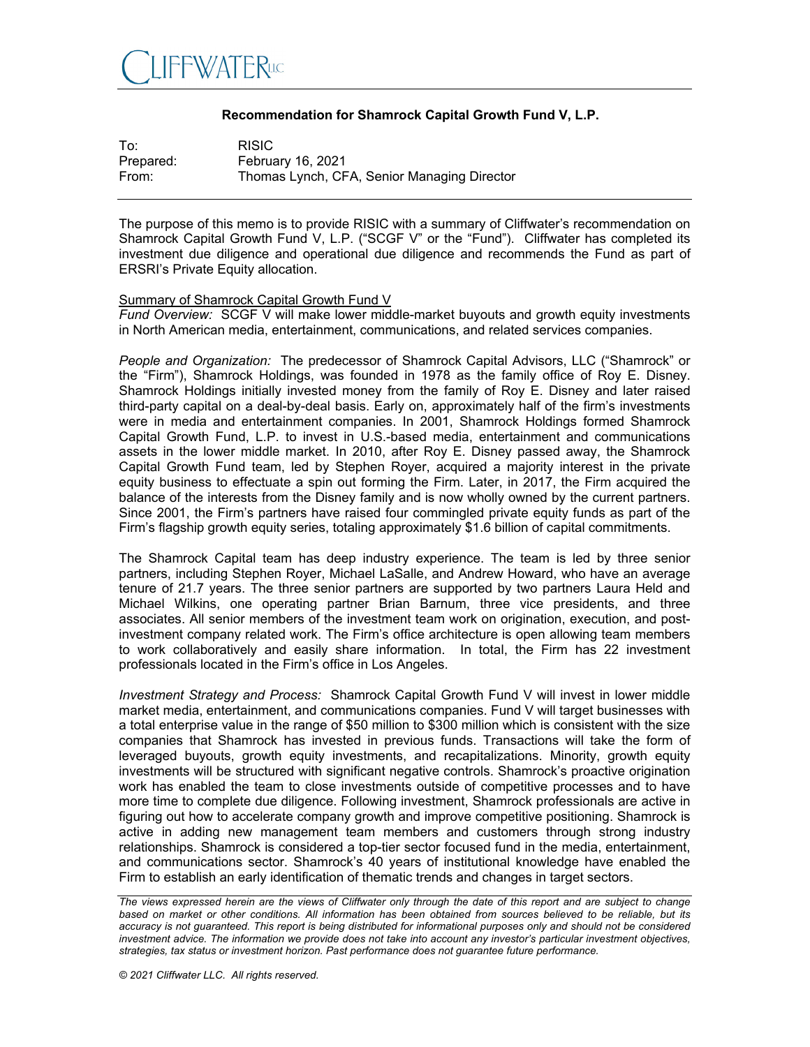CLIFFWATER LLC

**Recommendation for Shamrock Capital Growth Fund V, L.P.**

| | |
|---|---|
| To: | RISIC |
| Prepared: | February 16, 2021 |
| From: | Thomas Lynch, CFA, Senior Managing Director |

The purpose of this memo is to provide RISIC with a summary of Cliffwater's recommendation on Shamrock Capital Growth Fund V, L.P. ("SCGF V" or the "Fund"). Cliffwater has completed its investment due diligence and operational due diligence and recommends the Fund as part of ERSRI's Private Equity allocation.

Summary of Shamrock Capital Growth Fund V

*Fund Overview:* SCGF V will make lower middle-market buyouts and growth equity investments in North American media, entertainment, communications, and related services companies.

*People and Organization:* The predecessor of Shamrock Capital Advisors, LLC ("Shamrock" or the "Firm"), Shamrock Holdings, was founded in 1978 as the family office of Roy E. Disney. Shamrock Holdings initially invested money from the family of Roy E. Disney and later raised third-party capital on a deal-by-deal basis. Early on, approximately half of the firm's investments were in media and entertainment companies. In 2001, Shamrock Holdings formed Shamrock Capital Growth Fund, L.P. to invest in U.S.-based media, entertainment and communications assets in the lower middle market. In 2010, after Roy E. Disney passed away, the Shamrock Capital Growth Fund team, led by Stephen Royer, acquired a majority interest in the private equity business to effectuate a spin out forming the Firm. Later, in 2017, the Firm acquired the balance of the interests from the Disney family and is now wholly owned by the current partners. Since 2001, the Firm's partners have raised four commingled private equity funds as part of the Firm's flagship growth equity series, totaling approximately $1.6 billion of capital commitments.

The Shamrock Capital team has deep industry experience. The team is led by three senior partners, including Stephen Royer, Michael LaSalle, and Andrew Howard, who have an average tenure of 21.7 years. The three senior partners are supported by two partners Laura Held and Michael Wilkins, one operating partner Brian Barnum, three vice presidents, and three associates. All senior members of the investment team work on origination, execution, and post-investment company related work. The Firm's office architecture is open allowing team members to work collaboratively and easily share information. In total, the Firm has 22 investment professionals located in the Firm's office in Los Angeles.

*Investment Strategy and Process:* Shamrock Capital Growth Fund V will invest in lower middle market media, entertainment, and communications companies. Fund V will target businesses with a total enterprise value in the range of $50 million to $300 million which is consistent with the size companies that Shamrock has invested in previous funds. Transactions will take the form of leveraged buyouts, growth equity investments, and recapitalizations. Minority, growth equity investments will be structured with significant negative controls. Shamrock's proactive origination work has enabled the team to close investments outside of competitive processes and to have more time to complete due diligence. Following investment, Shamrock professionals are active in figuring out how to accelerate company growth and improve competitive positioning. Shamrock is active in adding new management team members and customers through strong industry relationships. Shamrock is considered a top-tier sector focused fund in the media, entertainment, and communications sector. Shamrock's 40 years of institutional knowledge have enabled the Firm to establish an early identification of thematic trends and changes in target sectors.

*The views expressed herein are the views of Cliffwater only through the date of this report and are subject to change based on market or other conditions. All information has been obtained from sources believed to be reliable, but its accuracy is not guaranteed. This report is being distributed for informational purposes only and should not be considered investment advice. The information we provide does not take into account any investor's particular investment objectives, strategies, tax status or investment horizon. Past performance does not guarantee future performance.*

*© 2021 Cliffwater LLC. All rights reserved.*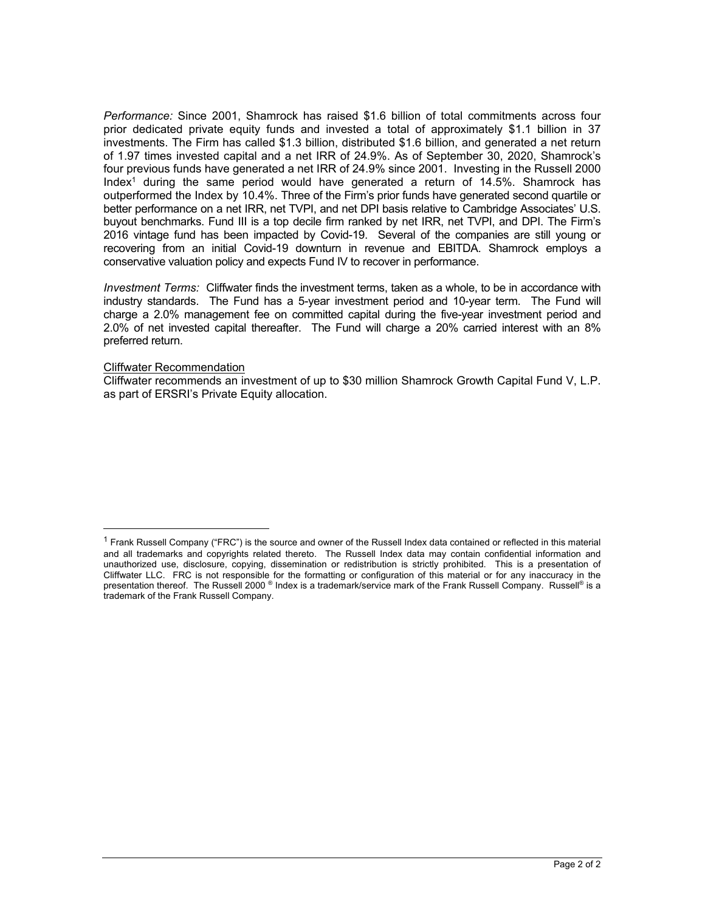*Performance:* Since 2001, Shamrock has raised $1.6 billion of total commitments across four prior dedicated private equity funds and invested a total of approximately $1.1 billion in 37 investments. The Firm has called $1.3 billion, distributed $1.6 billion, and generated a net return of 1.97 times invested capital and a net IRR of 24.9%. As of September 30, 2020, Shamrock's four previous funds have generated a net IRR of 24.9% since 2001. Investing in the Russell 2000 Index[1] during the same period would have generated a return of 14.5%. Shamrock has outperformed the Index by 10.4%. Three of the Firm's prior funds have generated second quartile or better performance on a net IRR, net TVPI, and net DPI basis relative to Cambridge Associates' U.S. buyout benchmarks. Fund III is a top decile firm ranked by net IRR, net TVPI, and DPI. The Firm's 2016 vintage fund has been impacted by Covid-19. Several of the companies are still young or recovering from an initial Covid-19 downturn in revenue and EBITDA. Shamrock employs a conservative valuation policy and expects Fund IV to recover in performance.

*Investment Terms:* Cliffwater finds the investment terms, taken as a whole, to be in accordance with industry standards. The Fund has a 5-year investment period and 10-year term. The Fund will charge a 2.0% management fee on committed capital during the five-year investment period and 2.0% of net invested capital thereafter. The Fund will charge a 20% carried interest with an 8% preferred return.

<u>Cliffwater Recommendation</u>

Cliffwater recommends an investment of up to $30 million Shamrock Growth Capital Fund V, L.P. as part of ERSRI's Private Equity allocation.

---

[1] Frank Russell Company ("FRC") is the source and owner of the Russell Index data contained or reflected in this material and all trademarks and copyrights related thereto. The Russell Index data may contain confidential information and unauthorized use, disclosure, copying, dissemination or redistribution is strictly prohibited. This is a presentation of Cliffwater LLC. FRC is not responsible for the formatting or configuration of this material or for any inaccuracy in the presentation thereof. The Russell 2000 ® Index is a trademark/service mark of the Frank Russell Company. Russell® is a trademark of the Frank Russell Company.